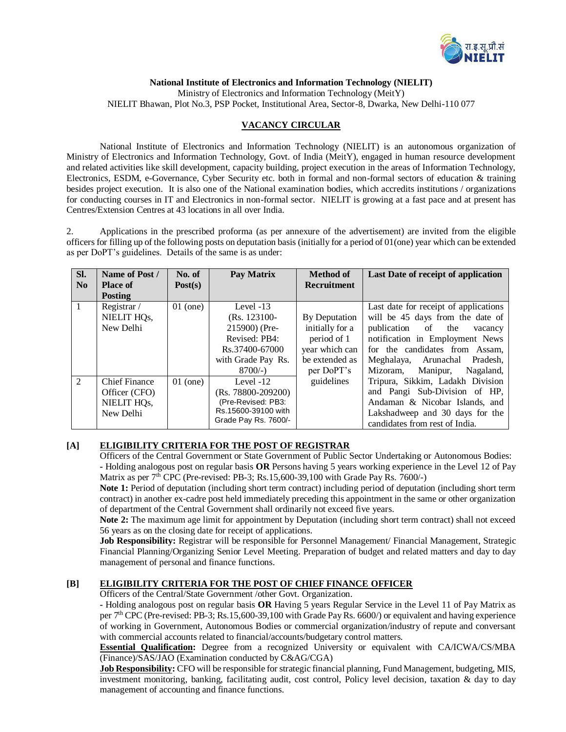**National Institute of Electronics and Information Technology (NIELIT)**
Ministry of Electronics and Information Technology (MeitY)
NIELIT Bhawan, Plot No.3, PSP Pocket, Institutional Area, Sector-8, Dwarka, New Delhi-110 077

## VACANCY CIRCULAR

National Institute of Electronics and Information Technology (NIELIT) is an autonomous organization of Ministry of Electronics and Information Technology, Govt. of India (MeitY), engaged in human resource development and related activities like skill development, capacity building, project execution in the areas of Information Technology, Electronics, ESDM, e-Governance, Cyber Security etc. both in formal and non-formal sectors of education & training besides project execution. It is also one of the National examination bodies, which accredits institutions / organizations for conducting courses in IT and Electronics in non-formal sector. NIELIT is growing at a fast pace and at present has Centres/Extension Centres at 43 locations in all over India.

2. Applications in the prescribed proforma (as per annexure of the advertisement) are invited from the eligible officers for filling up of the following posts on deputation basis (initially for a period of 01(one) year which can be extended as per DoPT's guidelines. Details of the same is as under:

| Sl. No | Name of Post / Place of Posting | No. of Post(s) | Pay Matrix | Method of Recruitment | Last Date of receipt of application |
|---|---|---|---|---|---|
| 1 | Registrar / NIELIT HQs, New Delhi | 01 (one) | Level -13 (Rs. 123100-215900) (Pre-Revised: PB4: Rs.37400-67000 with Grade Pay Rs. 8700/-) | By Deputation initially for a period of 1 year which can be extended as per DoPT's guidelines | Last date for receipt of applications will be 45 days from the date of publication of the vacancy notification in Employment News for the candidates from Assam, Meghalaya, Arunachal Pradesh, Mizoram, Manipur, Nagaland, Tripura, Sikkim, Ladakh Division and Pangi Sub-Division of HP, Andaman & Nicobar Islands, and Lakshadweep and 30 days for the candidates from rest of India. |
| 2 | Chief Finance Officer (CFO) NIELIT HQs, New Delhi | 01 (one) | Level -12 (Rs. 78800-209200) (Pre-Revised: PB3: Rs.15600-39100 with Grade Pay Rs. 7600/- | | |

### [A] ELIGIBILITY CRITERIA FOR THE POST OF REGISTRAR

Officers of the Central Government or State Government of Public Sector Undertaking or Autonomous Bodies:
- Holding analogous post on regular basis **OR** Persons having 5 years working experience in the Level 12 of Pay Matrix as per 7th CPC (Pre-revised: PB-3; Rs.15,600-39,100 with Grade Pay Rs. 7600/-)

**Note 1:** Period of deputation (including short term contract) including period of deputation (including short term contract) in another ex-cadre post held immediately preceding this appointment in the same or other organization of department of the Central Government shall ordinarily not exceed five years.

**Note 2:** The maximum age limit for appointment by Deputation (including short term contract) shall not exceed 56 years as on the closing date for receipt of applications.

**Job Responsibility:** Registrar will be responsible for Personnel Management/ Financial Management, Strategic Financial Planning/Organizing Senior Level Meeting. Preparation of budget and related matters and day to day management of personal and finance functions.

### [B] ELIGIBILITY CRITERIA FOR THE POST OF CHIEF FINANCE OFFICER

Officers of the Central/State Government /other Govt. Organization.
- Holding analogous post on regular basis **OR** Having 5 years Regular Service in the Level 11 of Pay Matrix as per 7th CPC (Pre-revised: PB-3; Rs.15,600-39,100 with Grade Pay Rs. 6600/) or equivalent and having experience of working in Government, Autonomous Bodies or commercial organization/industry of repute and conversant with commercial accounts related to financial/accounts/budgetary control matters.

**Essential Qualification:** Degree from a recognized University or equivalent with CA/ICWA/CS/MBA (Finance)/SAS/JAO (Examination conducted by C&AG/CGA)

**Job Responsibility:** CFO will be responsible for strategic financial planning, Fund Management, budgeting, MIS, investment monitoring, banking, facilitating audit, cost control, Policy level decision, taxation & day to day management of accounting and finance functions.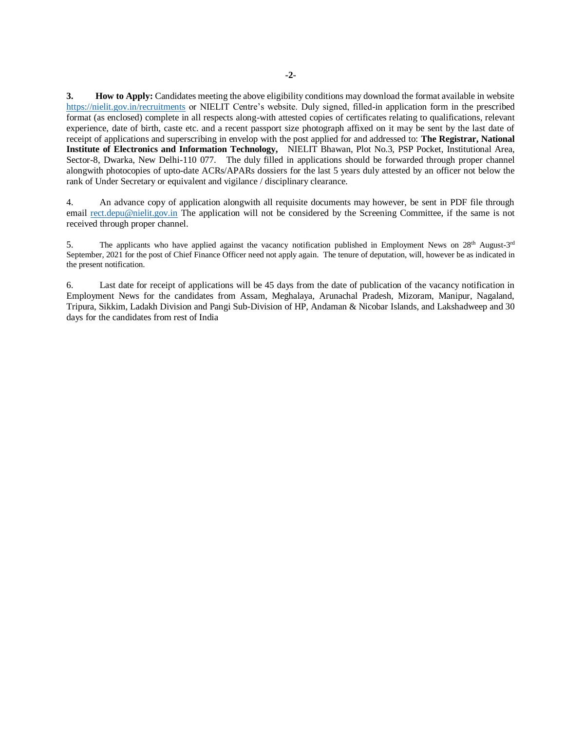**3. How to Apply:** Candidates meeting the above eligibility conditions may download the format available in website https://nielit.gov.in/recruitments or NIELIT Centre's website. Duly signed, filled-in application form in the prescribed format (as enclosed) complete in all respects along-with attested copies of certificates relating to qualifications, relevant experience, date of birth, caste etc. and a recent passport size photograph affixed on it may be sent by the last date of receipt of applications and superscribing in envelop with the post applied for and addressed to: **The Registrar, National Institute of Electronics and Information Technology,** NIELIT Bhawan, Plot No.3, PSP Pocket, Institutional Area, Sector-8, Dwarka, New Delhi-110 077. The duly filled in applications should be forwarded through proper channel alongwith photocopies of upto-date ACRs/APARs dossiers for the last 5 years duly attested by an officer not below the rank of Under Secretary or equivalent and vigilance / disciplinary clearance.

4. An advance copy of application alongwith all requisite documents may however, be sent in PDF file through email rect.depu@nielit.gov.in The application will not be considered by the Screening Committee, if the same is not received through proper channel.

5. The applicants who have applied against the vacancy notification published in Employment News on 28th August-3rd September, 2021 for the post of Chief Finance Officer need not apply again. The tenure of deputation, will, however be as indicated in the present notification.

6. Last date for receipt of applications will be 45 days from the date of publication of the vacancy notification in Employment News for the candidates from Assam, Meghalaya, Arunachal Pradesh, Mizoram, Manipur, Nagaland, Tripura, Sikkim, Ladakh Division and Pangi Sub-Division of HP, Andaman & Nicobar Islands, and Lakshadweep and 30 days for the candidates from rest of India